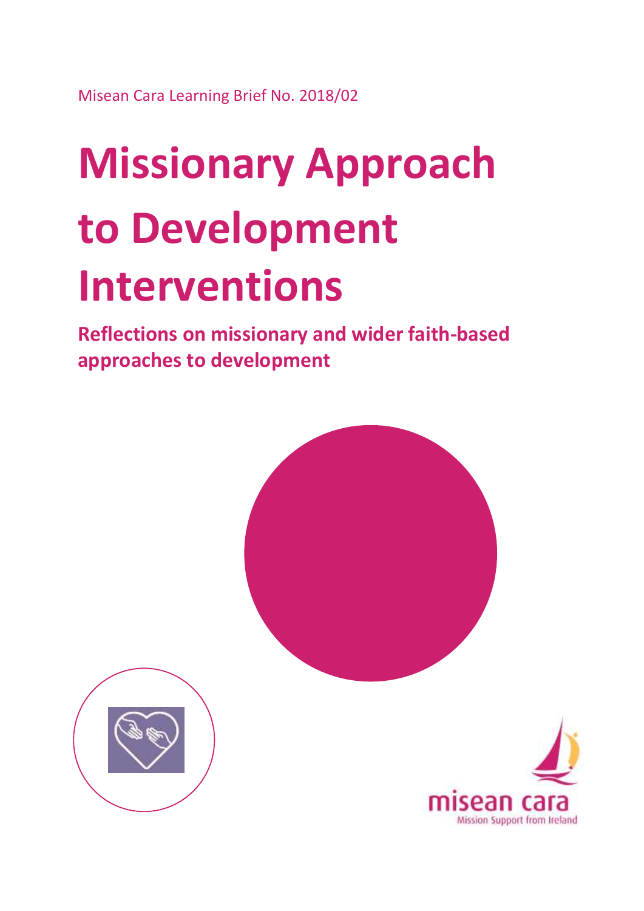Misean Cara Learning Brief No. 2018/02

# Missionary Approach to Development Interventions

## Reflections on missionary and wider faith-based approaches to development

misean cara
Mission Support from Ireland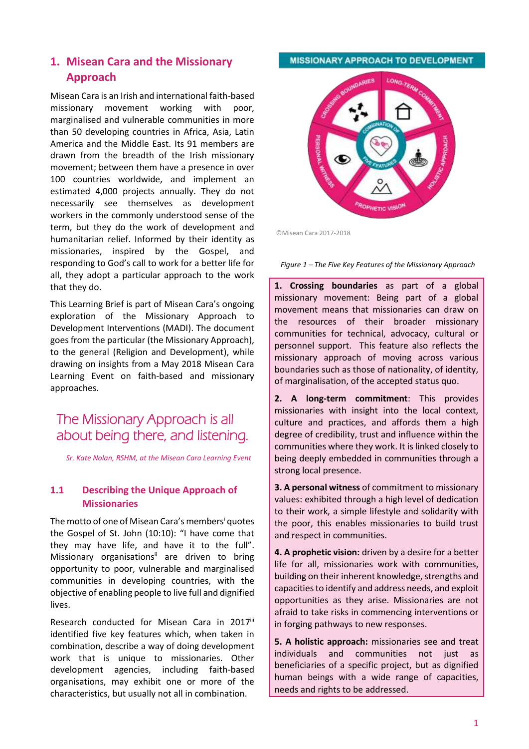## 1. Misean Cara and the Missionary Approach

Misean Cara is an Irish and international faith-based missionary movement working with poor, marginalised and vulnerable communities in more than 50 developing countries in Africa, Asia, Latin America and the Middle East. Its 91 members are drawn from the breadth of the Irish missionary movement; between them have a presence in over 100 countries worldwide, and implement an estimated 4,000 projects annually. They do not necessarily see themselves as development workers in the commonly understood sense of the term, but they do the work of development and humanitarian relief. Informed by their identity as missionaries, inspired by the Gospel, and responding to God's call to work for a better life for all, they adopt a particular approach to the work that they do.

This Learning Brief is part of Misean Cara's ongoing exploration of the Missionary Approach to Development Interventions (MADI). The document goes from the particular (the Missionary Approach), to the general (Religion and Development), while drawing on insights from a May 2018 Misean Cara Learning Event on faith-based and missionary approaches.

> The Missionary Approach is all about being there, and listening.
>
> *Sr. Kate Nolan, RSHM, at the Misean Cara Learning Event*

### 1.1 Describing the Unique Approach of Missionaries

The motto of one of Misean Cara's members[i] quotes the Gospel of St. John (10:10): "I have come that they may have life, and have it to the full". Missionary organisations[ii] are driven to bring opportunity to poor, vulnerable and marginalised communities in developing countries, with the objective of enabling people to live full and dignified lives.

Research conducted for Misean Cara in 2017[iii] identified five key features which, when taken in combination, describe a way of doing development work that is unique to missionaries. Other development agencies, including faith-based organisations, may exhibit one or more of the characteristics, but usually not all in combination.

MISSIONARY APPROACH TO DEVELOPMENT

CROSSING BOUNDARIES · LONG-TERM COMMITMENT · HOLISTIC APPROACH · PROPHETIC VISION · PERSONAL WITNESS · COMBINATION OF FIVE FEATURES

©Misean Cara 2017-2018

*Figure 1 – The Five Key Features of the Missionary Approach*

**1. Crossing boundaries** as part of a global missionary movement: Being part of a global movement means that missionaries can draw on the resources of their broader missionary communities for technical, advocacy, cultural or personnel support. This feature also reflects the missionary approach of moving across various boundaries such as those of nationality, of identity, of marginalisation, of the accepted status quo.

**2. A long-term commitment**: This provides missionaries with insight into the local context, culture and practices, and affords them a high degree of credibility, trust and influence within the communities where they work. It is linked closely to being deeply embedded in communities through a strong local presence.

**3. A personal witness** of commitment to missionary values: exhibited through a high level of dedication to their work, a simple lifestyle and solidarity with the poor, this enables missionaries to build trust and respect in communities.

**4. A prophetic vision:** driven by a desire for a better life for all, missionaries work with communities, building on their inherent knowledge, strengths and capacities to identify and address needs, and exploit opportunities as they arise. Missionaries are not afraid to take risks in commencing interventions or in forging pathways to new responses.

**5. A holistic approach:** missionaries see and treat individuals and communities not just as beneficiaries of a specific project, but as dignified human beings with a wide range of capacities, needs and rights to be addressed.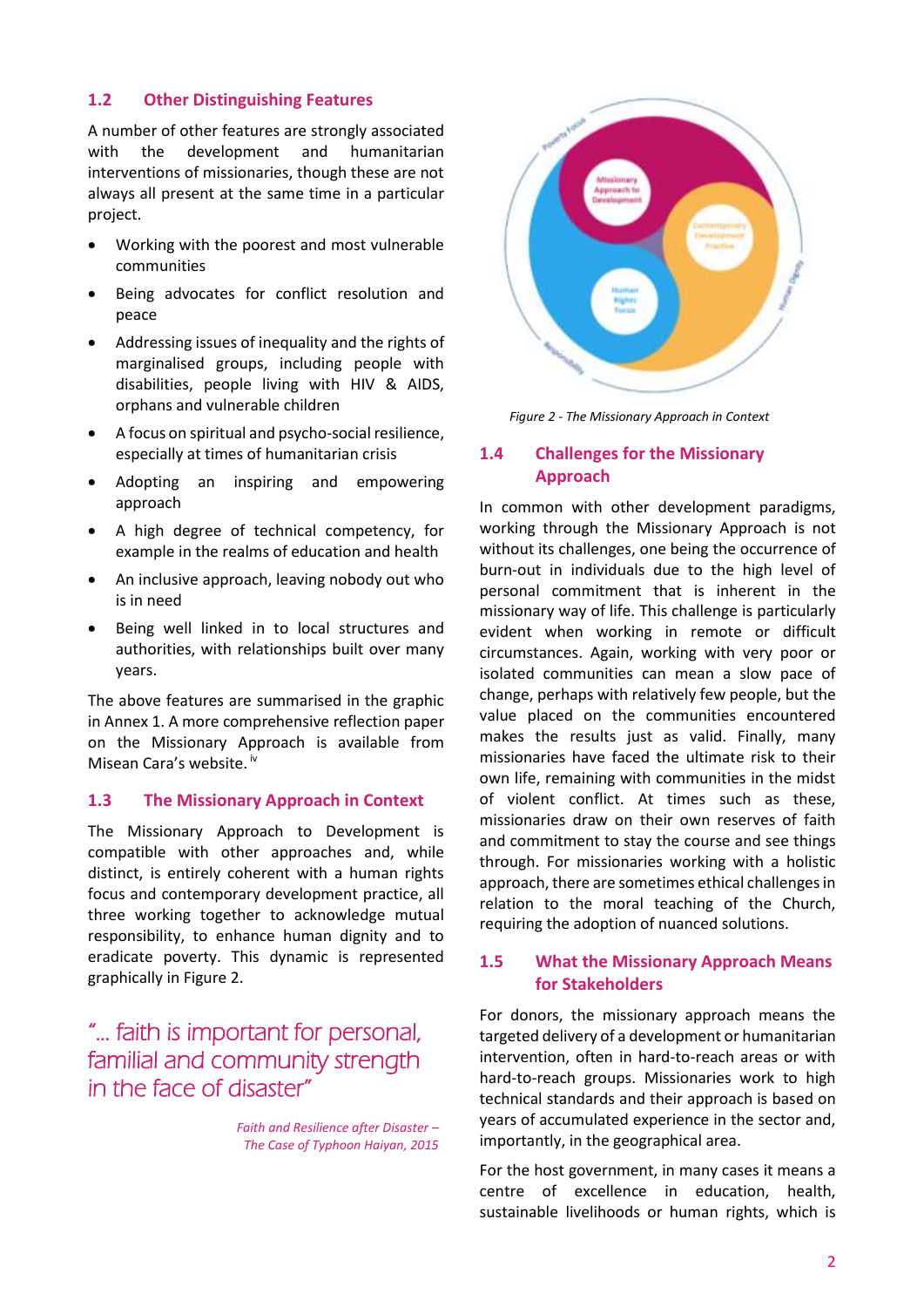## 1.2 Other Distinguishing Features

A number of other features are strongly associated with the development and humanitarian interventions of missionaries, though these are not always all present at the same time in a particular project.

- Working with the poorest and most vulnerable communities
- Being advocates for conflict resolution and peace
- Addressing issues of inequality and the rights of marginalised groups, including people with disabilities, people living with HIV & AIDS, orphans and vulnerable children
- A focus on spiritual and psycho-social resilience, especially at times of humanitarian crisis
- Adopting an inspiring and empowering approach
- A high degree of technical competency, for example in the realms of education and health
- An inclusive approach, leaving nobody out who is in need
- Being well linked in to local structures and authorities, with relationships built over many years.

The above features are summarised in the graphic in Annex 1. A more comprehensive reflection paper on the Missionary Approach is available from Misean Cara's website. [iv]

## 1.3 The Missionary Approach in Context

The Missionary Approach to Development is compatible with other approaches and, while distinct, is entirely coherent with a human rights focus and contemporary development practice, all three working together to acknowledge mutual responsibility, to enhance human dignity and to eradicate poverty. This dynamic is represented graphically in Figure 2.

> "... faith is important for personal, familial and community strength in the face of disaster"
>
> *Faith and Resilience after Disaster – The Case of Typhoon Haiyan, 2015*

*Figure 2 - The Missionary Approach in Context*

## 1.4 Challenges for the Missionary Approach

In common with other development paradigms, working through the Missionary Approach is not without its challenges, one being the occurrence of burn-out in individuals due to the high level of personal commitment that is inherent in the missionary way of life. This challenge is particularly evident when working in remote or difficult circumstances. Again, working with very poor or isolated communities can mean a slow pace of change, perhaps with relatively few people, but the value placed on the communities encountered makes the results just as valid. Finally, many missionaries have faced the ultimate risk to their own life, remaining with communities in the midst of violent conflict. At times such as these, missionaries draw on their own reserves of faith and commitment to stay the course and see things through. For missionaries working with a holistic approach, there are sometimes ethical challenges in relation to the moral teaching of the Church, requiring the adoption of nuanced solutions.

## 1.5 What the Missionary Approach Means for Stakeholders

For donors, the missionary approach means the targeted delivery of a development or humanitarian intervention, often in hard-to-reach areas or with hard-to-reach groups. Missionaries work to high technical standards and their approach is based on years of accumulated experience in the sector and, importantly, in the geographical area.

For the host government, in many cases it means a centre of excellence in education, health, sustainable livelihoods or human rights, which is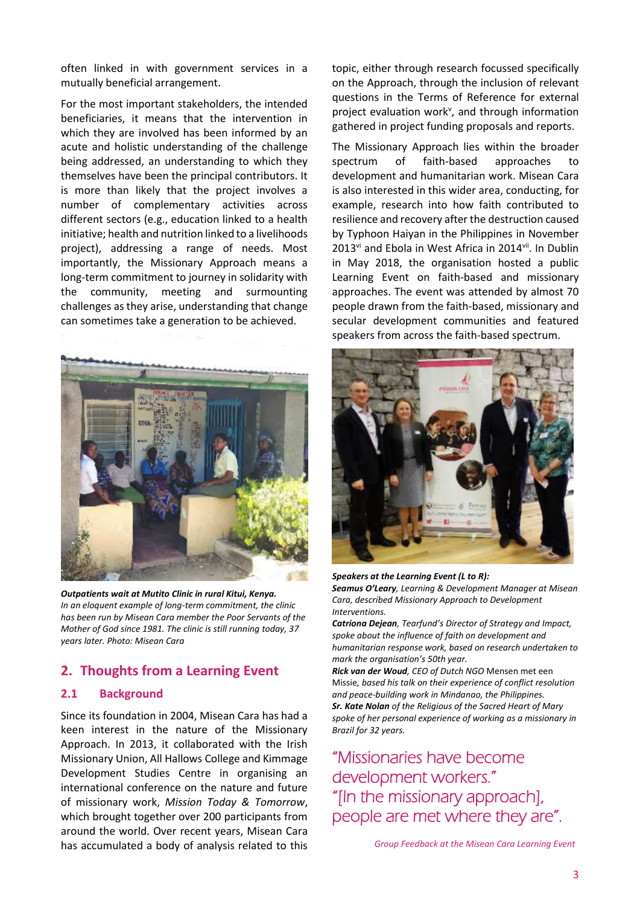often linked in with government services in a mutually beneficial arrangement.

For the most important stakeholders, the intended beneficiaries, it means that the intervention in which they are involved has been informed by an acute and holistic understanding of the challenge being addressed, an understanding to which they themselves have been the principal contributors. It is more than likely that the project involves a number of complementary activities across different sectors (e.g., education linked to a health initiative; health and nutrition linked to a livelihoods project), addressing a range of needs. Most importantly, the Missionary Approach means a long-term commitment to journey in solidarity with the community, meeting and surmounting challenges as they arise, understanding that change can sometimes take a generation to be achieved.

***Outpatients wait at Mutito Clinic in rural Kitui, Kenya.***
*In an eloquent example of long-term commitment, the clinic has been run by Misean Cara member the Poor Servants of the Mother of God since 1981. The clinic is still running today, 37 years later. Photo: Misean Cara*

## 2. Thoughts from a Learning Event

### 2.1 Background

Since its foundation in 2004, Misean Cara has had a keen interest in the nature of the Missionary Approach. In 2013, it collaborated with the Irish Missionary Union, All Hallows College and Kimmage Development Studies Centre in organising an international conference on the nature and future of missionary work, *Mission Today & Tomorrow*, which brought together over 200 participants from around the world. Over recent years, Misean Cara has accumulated a body of analysis related to this topic, either through research focussed specifically on the Approach, through the inclusion of relevant questions in the Terms of Reference for external project evaluation work[v], and through information gathered in project funding proposals and reports.

The Missionary Approach lies within the broader spectrum of faith-based approaches to development and humanitarian work. Misean Cara is also interested in this wider area, conducting, for example, research into how faith contributed to resilience and recovery after the destruction caused by Typhoon Haiyan in the Philippines in November 2013[vi] and Ebola in West Africa in 2014[vii]. In Dublin in May 2018, the organisation hosted a public Learning Event on faith-based and missionary approaches. The event was attended by almost 70 people drawn from the faith-based, missionary and secular development communities and featured speakers from across the faith-based spectrum.

***Speakers at the Learning Event (L to R):***
***Seamus O'Leary**, Learning & Development Manager at Misean Cara, described Missionary Approach to Development Interventions.*
***Catriona Dejean**, Tearfund's Director of Strategy and Impact, spoke about the influence of faith on development and humanitarian response work, based on research undertaken to mark the organisation's 50th year.*
***Rick van der Woud**, CEO of Dutch NGO* Mensen met een Missie*, based his talk on their experience of conflict resolution and peace-building work in Mindanao, the Philippines.*
***Sr. Kate Nolan** of the Religious of the Sacred Heart of Mary spoke of her personal experience of working as a missionary in Brazil for 32 years.*

"Missionaries have become development workers."
"[In the missionary approach], people are met where they are".

*Group Feedback at the Misean Cara Learning Event*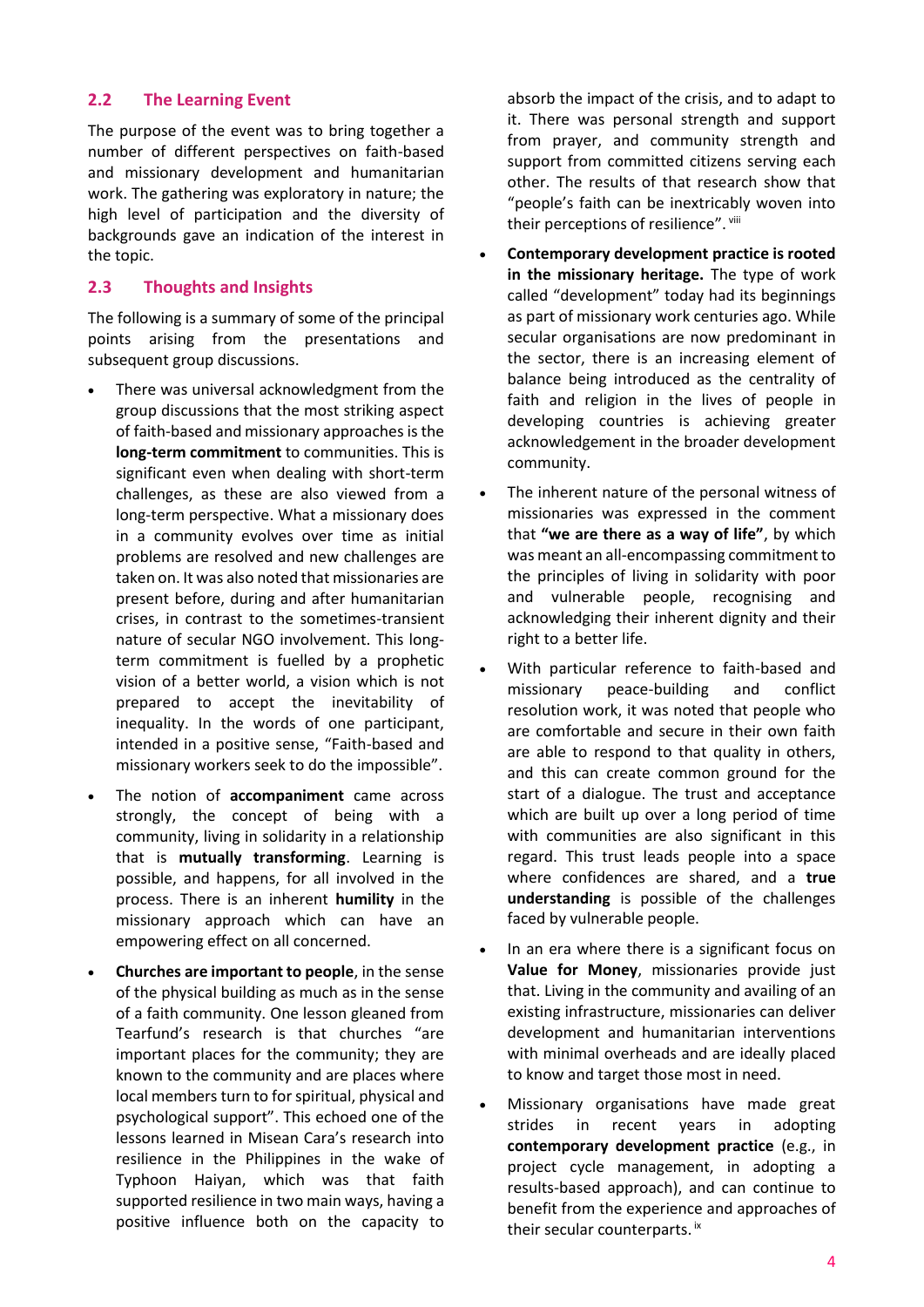## 2.2 The Learning Event

The purpose of the event was to bring together a number of different perspectives on faith-based and missionary development and humanitarian work. The gathering was exploratory in nature; the high level of participation and the diversity of backgrounds gave an indication of the interest in the topic.

## 2.3 Thoughts and Insights

The following is a summary of some of the principal points arising from the presentations and subsequent group discussions.

- There was universal acknowledgment from the group discussions that the most striking aspect of faith-based and missionary approaches is the **long-term commitment** to communities. This is significant even when dealing with short-term challenges, as these are also viewed from a long-term perspective. What a missionary does in a community evolves over time as initial problems are resolved and new challenges are taken on. It was also noted that missionaries are present before, during and after humanitarian crises, in contrast to the sometimes-transient nature of secular NGO involvement. This long-term commitment is fuelled by a prophetic vision of a better world, a vision which is not prepared to accept the inevitability of inequality. In the words of one participant, intended in a positive sense, "Faith-based and missionary workers seek to do the impossible".
- The notion of **accompaniment** came across strongly, the concept of being with a community, living in solidarity in a relationship that is **mutually transforming**. Learning is possible, and happens, for all involved in the process. There is an inherent **humility** in the missionary approach which can have an empowering effect on all concerned.
- **Churches are important to people**, in the sense of the physical building as much as in the sense of a faith community. One lesson gleaned from Tearfund's research is that churches "are important places for the community; they are known to the community and are places where local members turn to for spiritual, physical and psychological support". This echoed one of the lessons learned in Misean Cara's research into resilience in the Philippines in the wake of Typhoon Haiyan, which was that faith supported resilience in two main ways, having a positive influence both on the capacity to absorb the impact of the crisis, and to adapt to it. There was personal strength and support from prayer, and community strength and support from committed citizens serving each other. The results of that research show that "people's faith can be inextricably woven into their perceptions of resilience". [viii]
- **Contemporary development practice is rooted in the missionary heritage.** The type of work called "development" today had its beginnings as part of missionary work centuries ago. While secular organisations are now predominant in the sector, there is an increasing element of balance being introduced as the centrality of faith and religion in the lives of people in developing countries is achieving greater acknowledgement in the broader development community.
- The inherent nature of the personal witness of missionaries was expressed in the comment that **"we are there as a way of life"**, by which was meant an all-encompassing commitment to the principles of living in solidarity with poor and vulnerable people, recognising and acknowledging their inherent dignity and their right to a better life.
- With particular reference to faith-based and missionary peace-building and conflict resolution work, it was noted that people who are comfortable and secure in their own faith are able to respond to that quality in others, and this can create common ground for the start of a dialogue. The trust and acceptance which are built up over a long period of time with communities are also significant in this regard. This trust leads people into a space where confidences are shared, and a **true understanding** is possible of the challenges faced by vulnerable people.
- In an era where there is a significant focus on **Value for Money**, missionaries provide just that. Living in the community and availing of an existing infrastructure, missionaries can deliver development and humanitarian interventions with minimal overheads and are ideally placed to know and target those most in need.
- Missionary organisations have made great strides in recent years in adopting **contemporary development practice** (e.g., in project cycle management, in adopting a results-based approach), and can continue to benefit from the experience and approaches of their secular counterparts. [ix]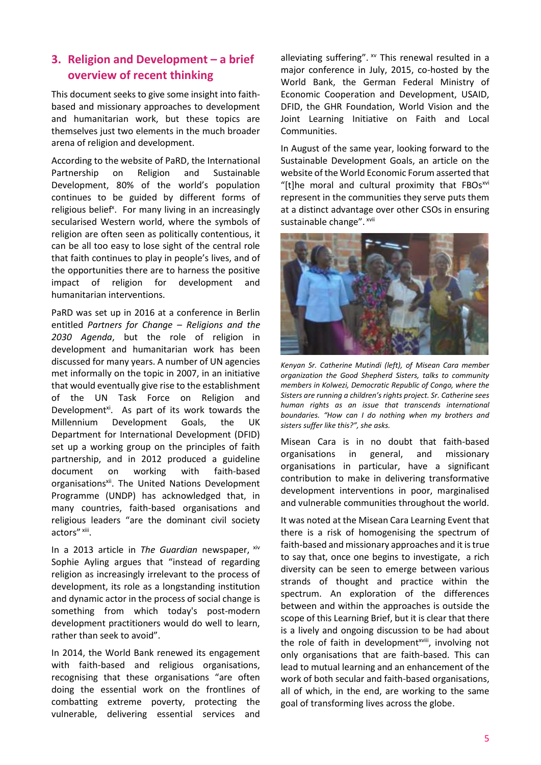## 3. Religion and Development – a brief overview of recent thinking

This document seeks to give some insight into faith-based and missionary approaches to development and humanitarian work, but these topics are themselves just two elements in the much broader arena of religion and development.

According to the website of PaRD, the International Partnership on Religion and Sustainable Development, 80% of the world's population continues to be guided by different forms of religious belief[x]. For many living in an increasingly secularised Western world, where the symbols of religion are often seen as politically contentious, it can be all too easy to lose sight of the central role that faith continues to play in people's lives, and of the opportunities there are to harness the positive impact of religion for development and humanitarian interventions.

PaRD was set up in 2016 at a conference in Berlin entitled *Partners for Change – Religions and the 2030 Agenda*, but the role of religion in development and humanitarian work has been discussed for many years. A number of UN agencies met informally on the topic in 2007, in an initiative that would eventually give rise to the establishment of the UN Task Force on Religion and Development[xi]. As part of its work towards the Millennium Development Goals, the UK Department for International Development (DFID) set up a working group on the principles of faith partnership, and in 2012 produced a guideline document on working with faith-based organisations[xii]. The United Nations Development Programme (UNDP) has acknowledged that, in many countries, faith-based organisations and religious leaders "are the dominant civil society actors"[xiii].

In a 2013 article in *The Guardian* newspaper, [xiv] Sophie Ayling argues that "instead of regarding religion as increasingly irrelevant to the process of development, its role as a longstanding institution and dynamic actor in the process of social change is something from which today's post-modern development practitioners would do well to learn, rather than seek to avoid".

In 2014, the World Bank renewed its engagement with faith-based and religious organisations, recognising that these organisations "are often doing the essential work on the frontlines of combatting extreme poverty, protecting the vulnerable, delivering essential services and alleviating suffering". [xv] This renewal resulted in a major conference in July, 2015, co-hosted by the World Bank, the German Federal Ministry of Economic Cooperation and Development, USAID, DFID, the GHR Foundation, World Vision and the Joint Learning Initiative on Faith and Local Communities.

In August of the same year, looking forward to the Sustainable Development Goals, an article on the website of the World Economic Forum asserted that "[t]he moral and cultural proximity that FBOs[xvi] represent in the communities they serve puts them at a distinct advantage over other CSOs in ensuring sustainable change". [xvii]

*Kenyan Sr. Catherine Mutindi (left), of Misean Cara member organization the Good Shepherd Sisters, talks to community members in Kolwezi, Democratic Republic of Congo, where the Sisters are running a children's rights project. Sr. Catherine sees human rights as an issue that transcends international boundaries. "How can I do nothing when my brothers and sisters suffer like this?", she asks.*

Misean Cara is in no doubt that faith-based organisations in general, and missionary organisations in particular, have a significant contribution to make in delivering transformative development interventions in poor, marginalised and vulnerable communities throughout the world.

It was noted at the Misean Cara Learning Event that there is a risk of homogenising the spectrum of faith-based and missionary approaches and it is true to say that, once one begins to investigate, a rich diversity can be seen to emerge between various strands of thought and practice within the spectrum. An exploration of the differences between and within the approaches is outside the scope of this Learning Brief, but it is clear that there is a lively and ongoing discussion to be had about the role of faith in development[xviii], involving not only organisations that are faith-based. This can lead to mutual learning and an enhancement of the work of both secular and faith-based organisations, all of which, in the end, are working to the same goal of transforming lives across the globe.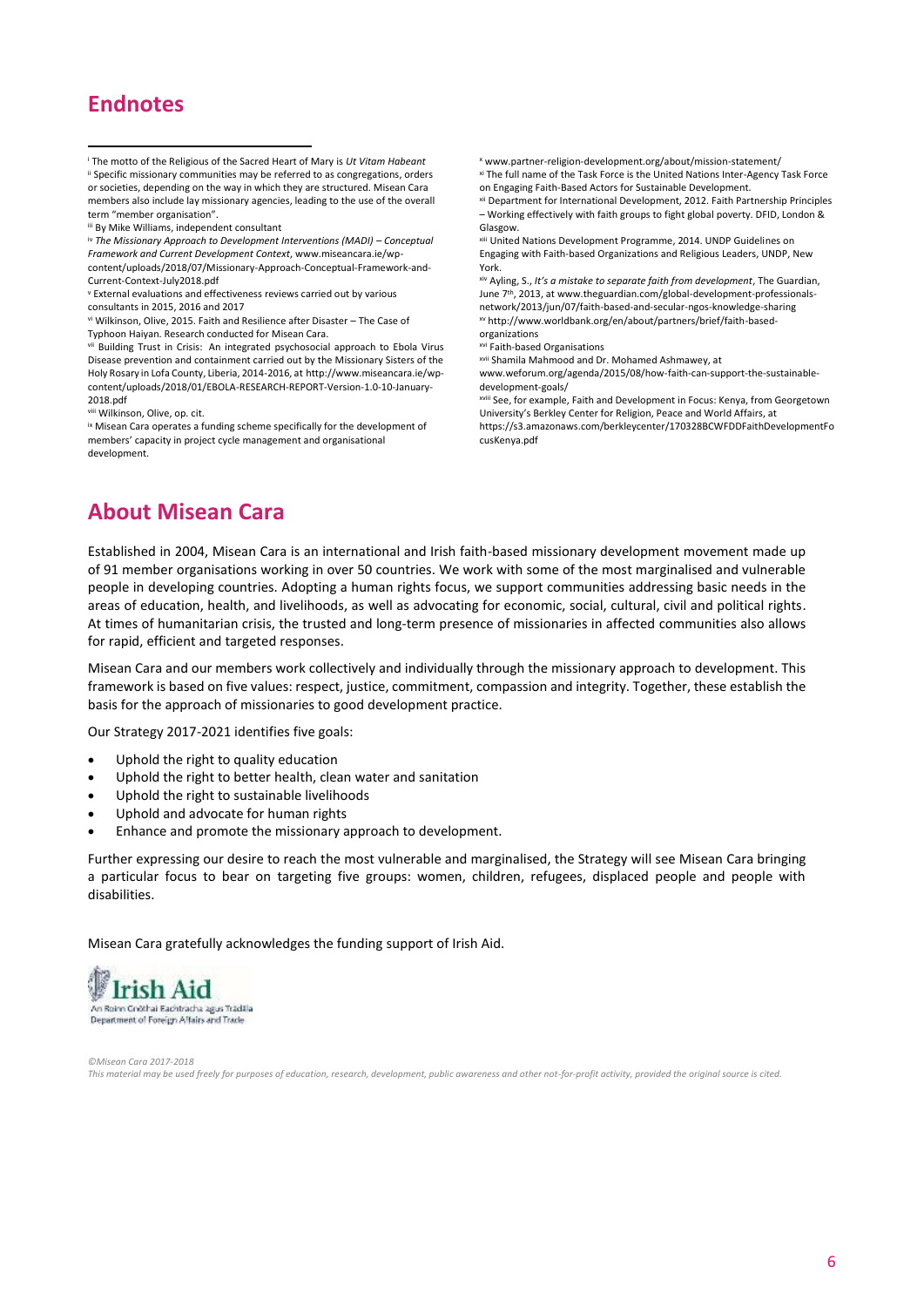## Endnotes

[i] The motto of the Religious of the Sacred Heart of Mary is *Ut Vitam Habeant*

[ii] Specific missionary communities may be referred to as congregations, orders or societies, depending on the way in which they are structured. Misean Cara members also include lay missionary agencies, leading to the use of the overall term "member organisation".

[iii] By Mike Williams, independent consultant

[iv] *The Missionary Approach to Development Interventions (MADI) – Conceptual Framework and Current Development Context*, www.miseancara.ie/wp-content/uploads/2018/07/Missionary-Approach-Conceptual-Framework-and-Current-Context-July2018.pdf

[v] External evaluations and effectiveness reviews carried out by various consultants in 2015, 2016 and 2017

[vi] Wilkinson, Olive, 2015. Faith and Resilience after Disaster – The Case of Typhoon Haiyan. Research conducted for Misean Cara.

[vii] Building Trust in Crisis: An integrated psychosocial approach to Ebola Virus Disease prevention and containment carried out by the Missionary Sisters of the Holy Rosary in Lofa County, Liberia, 2014-2016, at http://www.miseancara.ie/wp-content/uploads/2018/01/EBOLA-RESEARCH-REPORT-Version-1.0-10-January-2018.pdf

[viii] Wilkinson, Olive, op. cit.

[ix] Misean Cara operates a funding scheme specifically for the development of members' capacity in project cycle management and organisational development.

[x] www.partner-religion-development.org/about/mission-statement/

[xi] The full name of the Task Force is the United Nations Inter-Agency Task Force on Engaging Faith-Based Actors for Sustainable Development.

[xii] Department for International Development, 2012. Faith Partnership Principles – Working effectively with faith groups to fight global poverty. DFID, London & Glasgow.

[xiii] United Nations Development Programme, 2014. UNDP Guidelines on Engaging with Faith-based Organizations and Religious Leaders, UNDP, New York.

[xiv] Ayling, S., *It's a mistake to separate faith from development*, The Guardian, June 7th, 2013, at www.theguardian.com/global-development-professionals-network/2013/jun/07/faith-based-and-secular-ngos-knowledge-sharing

[xv] http://www.worldbank.org/en/about/partners/brief/faith-based-organizations

[xvi] Faith-based Organisations

[xvii] Shamila Mahmood and Dr. Mohamed Ashmawey, at www.weforum.org/agenda/2015/08/how-faith-can-support-the-sustainable-development-goals/

[xviii] See, for example, Faith and Development in Focus: Kenya, from Georgetown University's Berkley Center for Religion, Peace and World Affairs, at https://s3.amazonaws.com/berkleycenter/170328BCWFDDFaithDevelopmentFocusKenya.pdf

## About Misean Cara

Established in 2004, Misean Cara is an international and Irish faith-based missionary development movement made up of 91 member organisations working in over 50 countries. We work with some of the most marginalised and vulnerable people in developing countries. Adopting a human rights focus, we support communities addressing basic needs in the areas of education, health, and livelihoods, as well as advocating for economic, social, cultural, civil and political rights. At times of humanitarian crisis, the trusted and long-term presence of missionaries in affected communities also allows for rapid, efficient and targeted responses.

Misean Cara and our members work collectively and individually through the missionary approach to development. This framework is based on five values: respect, justice, commitment, compassion and integrity. Together, these establish the basis for the approach of missionaries to good development practice.

Our Strategy 2017-2021 identifies five goals:

- Uphold the right to quality education
- Uphold the right to better health, clean water and sanitation
- Uphold the right to sustainable livelihoods
- Uphold and advocate for human rights
- Enhance and promote the missionary approach to development.

Further expressing our desire to reach the most vulnerable and marginalised, the Strategy will see Misean Cara bringing a particular focus to bear on targeting five groups: women, children, refugees, displaced people and people with disabilities.

Misean Cara gratefully acknowledges the funding support of Irish Aid.

Irish Aid
An Roinn Gnóthaí Eachtracha agus Trádála
Department of Foreign Affairs and Trade

*©Misean Cara 2017-2018*

*This material may be used freely for purposes of education, research, development, public awareness and other not-for-profit activity, provided the original source is cited.*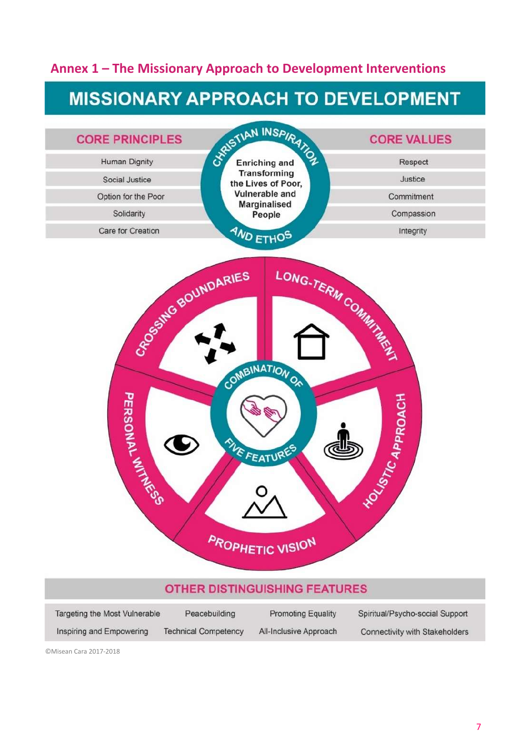## Annex 1 – The Missionary Approach to Development Interventions

# MISSIONARY APPROACH TO DEVELOPMENT

| CORE PRINCIPLES | CORE VALUES |
|---|---|
| Human Dignity | Respect |
| Social Justice | Justice |
| Option for the Poor | Commitment |
| Solidarity | Compassion |
| Care for Creation | Integrity |

CHRISTIAN INSPIRATION AND ETHOS

Enriching and Transforming the Lives of Poor, Vulnerable and Marginalised People

CROSSING BOUNDARIES

LONG-TERM COMMITMENT

HOLISTIC APPROACH

PROPHETIC VISION

PERSONAL WITNESS

COMBINATION OF FIVE FEATURES

### OTHER DISTINGUISHING FEATURES

| | | | |
|---|---|---|---|
| Targeting the Most Vulnerable | Peacebuilding | Promoting Equality | Spiritual/Psycho-social Support |
| Inspiring and Empowering | Technical Competency | All-Inclusive Approach | Connectivity with Stakeholders |

©Misean Cara 2017-2018